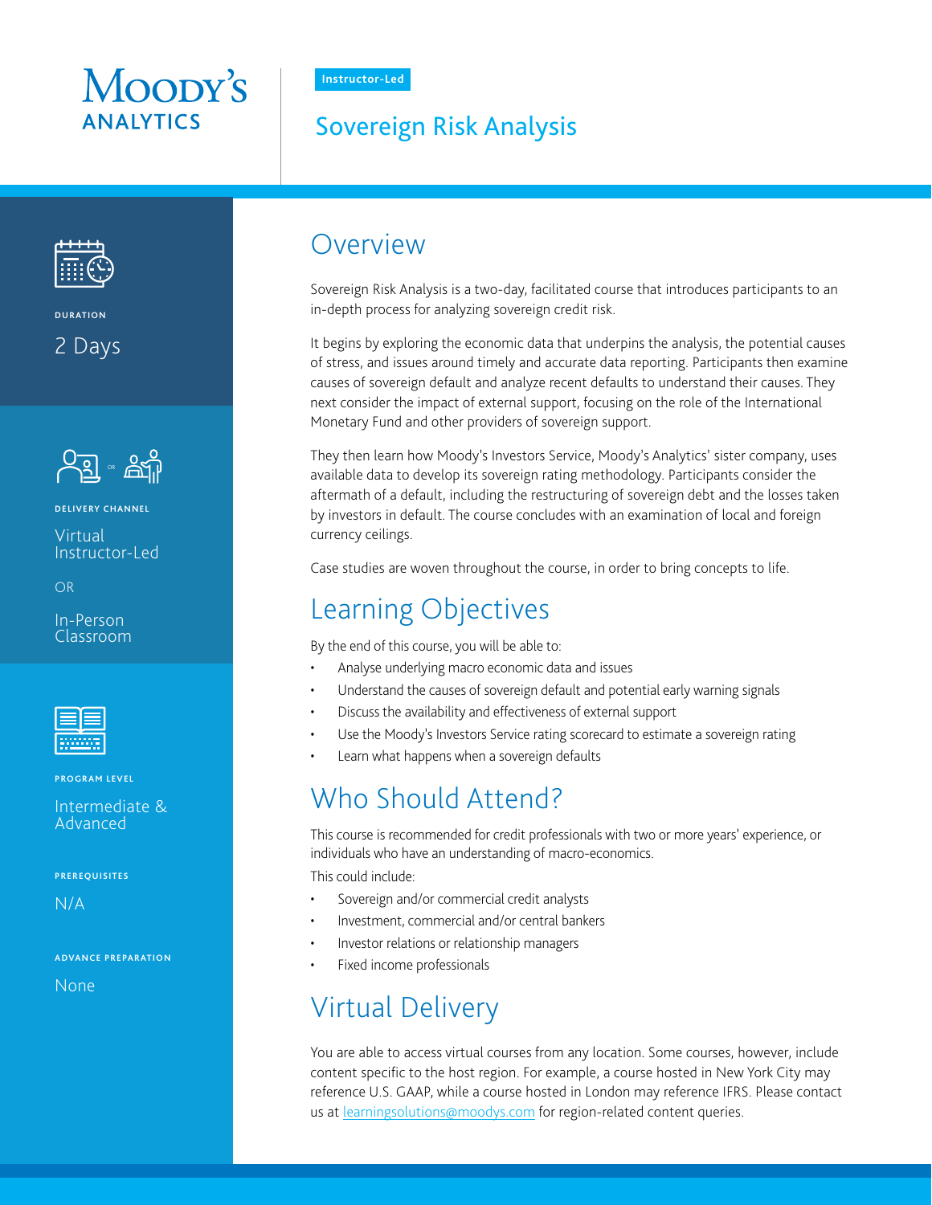Moody's Analytics

Instructor-Led

# Sovereign Risk Analysis

**DURATION**

2 Days

**DELIVERY CHANNEL**

Virtual Instructor-Led

OR

In-Person Classroom

**PROGRAM LEVEL**

Intermediate & Advanced

**PREREQUISITES**

N/A

**ADVANCE PREPARATION**

None

## Overview

Sovereign Risk Analysis is a two-day, facilitated course that introduces participants to an in-depth process for analyzing sovereign credit risk.

It begins by exploring the economic data that underpins the analysis, the potential causes of stress, and issues around timely and accurate data reporting. Participants then examine causes of sovereign default and analyze recent defaults to understand their causes. They next consider the impact of external support, focusing on the role of the International Monetary Fund and other providers of sovereign support.

They then learn how Moody's Investors Service, Moody's Analytics' sister company, uses available data to develop its sovereign rating methodology. Participants consider the aftermath of a default, including the restructuring of sovereign debt and the losses taken by investors in default. The course concludes with an examination of local and foreign currency ceilings.

Case studies are woven throughout the course, in order to bring concepts to life.

## Learning Objectives

By the end of this course, you will be able to:

- Analyse underlying macro economic data and issues
- Understand the causes of sovereign default and potential early warning signals
- Discuss the availability and effectiveness of external support
- Use the Moody's Investors Service rating scorecard to estimate a sovereign rating
- Learn what happens when a sovereign defaults

## Who Should Attend?

This course is recommended for credit professionals with two or more years' experience, or individuals who have an understanding of macro-economics.

This could include:

- Sovereign and/or commercial credit analysts
- Investment, commercial and/or central bankers
- Investor relations or relationship managers
- Fixed income professionals

## Virtual Delivery

You are able to access virtual courses from any location. Some courses, however, include content specific to the host region. For example, a course hosted in New York City may reference U.S. GAAP, while a course hosted in London may reference IFRS. Please contact us at learningsolutions@moodys.com for region-related content queries.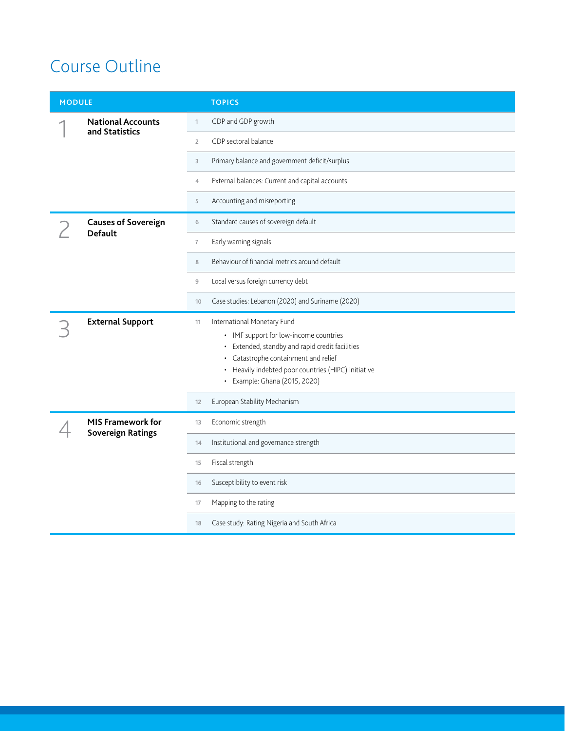# Course Outline

| MODULE | | TOPICS |
|---|---|---|
| 1 National Accounts and Statistics | 1 | GDP and GDP growth |
| | 2 | GDP sectoral balance |
| | 3 | Primary balance and government deficit/surplus |
| | 4 | External balances: Current and capital accounts |
| | 5 | Accounting and misreporting |
| 2 Causes of Sovereign Default | 6 | Standard causes of sovereign default |
| | 7 | Early warning signals |
| | 8 | Behaviour of financial metrics around default |
| | 9 | Local versus foreign currency debt |
| | 10 | Case studies: Lebanon (2020) and Suriname (2020) |
| 3 External Support | 11 | International Monetary Fund<br>• IMF support for low-income countries<br>• Extended, standby and rapid credit facilities<br>• Catastrophe containment and relief<br>• Heavily indebted poor countries (HIPC) initiative<br>• Example: Ghana (2015, 2020) |
| | 12 | European Stability Mechanism |
| 4 MIS Framework for Sovereign Ratings | 13 | Economic strength |
| | 14 | Institutional and governance strength |
| | 15 | Fiscal strength |
| | 16 | Susceptibility to event risk |
| | 17 | Mapping to the rating |
| | 18 | Case study: Rating Nigeria and South Africa |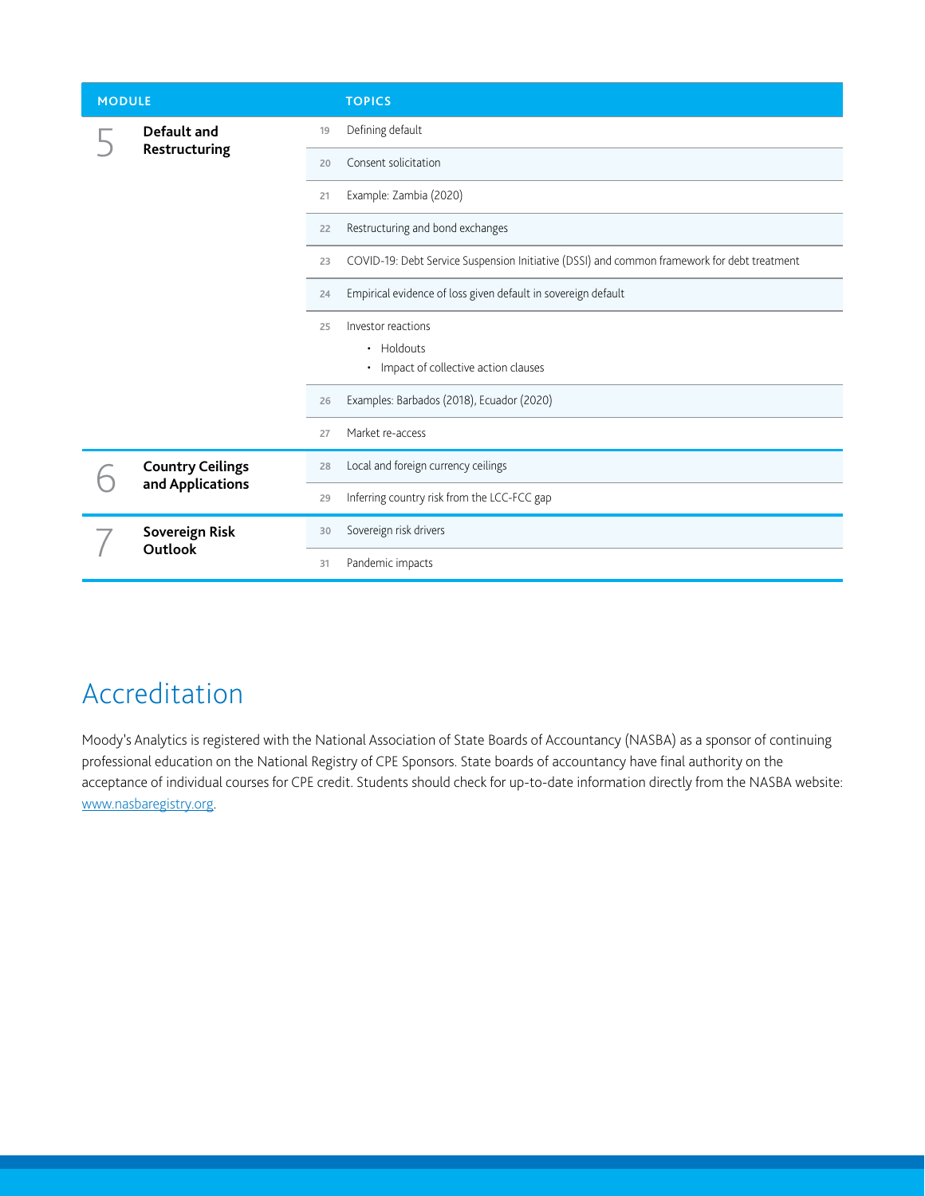| MODULE | | TOPICS |
|---|---|---|
| 5 | **Default and Restructuring** | 19 Defining default |
| | | 20 Consent solicitation |
| | | 21 Example: Zambia (2020) |
| | | 22 Restructuring and bond exchanges |
| | | 23 COVID-19: Debt Service Suspension Initiative (DSSI) and common framework for debt treatment |
| | | 24 Empirical evidence of loss given default in sovereign default |
| | | 25 Investor reactions<br>• Holdouts<br>• Impact of collective action clauses |
| | | 26 Examples: Barbados (2018), Ecuador (2020) |
| | | 27 Market re-access |
| 6 | **Country Ceilings and Applications** | 28 Local and foreign currency ceilings |
| | | 29 Inferring country risk from the LCC-FCC gap |
| 7 | **Sovereign Risk Outlook** | 30 Sovereign risk drivers |
| | | 31 Pandemic impacts |

# Accreditation

Moody's Analytics is registered with the National Association of State Boards of Accountancy (NASBA) as a sponsor of continuing professional education on the National Registry of CPE Sponsors. State boards of accountancy have final authority on the acceptance of individual courses for CPE credit. Students should check for up-to-date information directly from the NASBA website: www.nasbaregistry.org.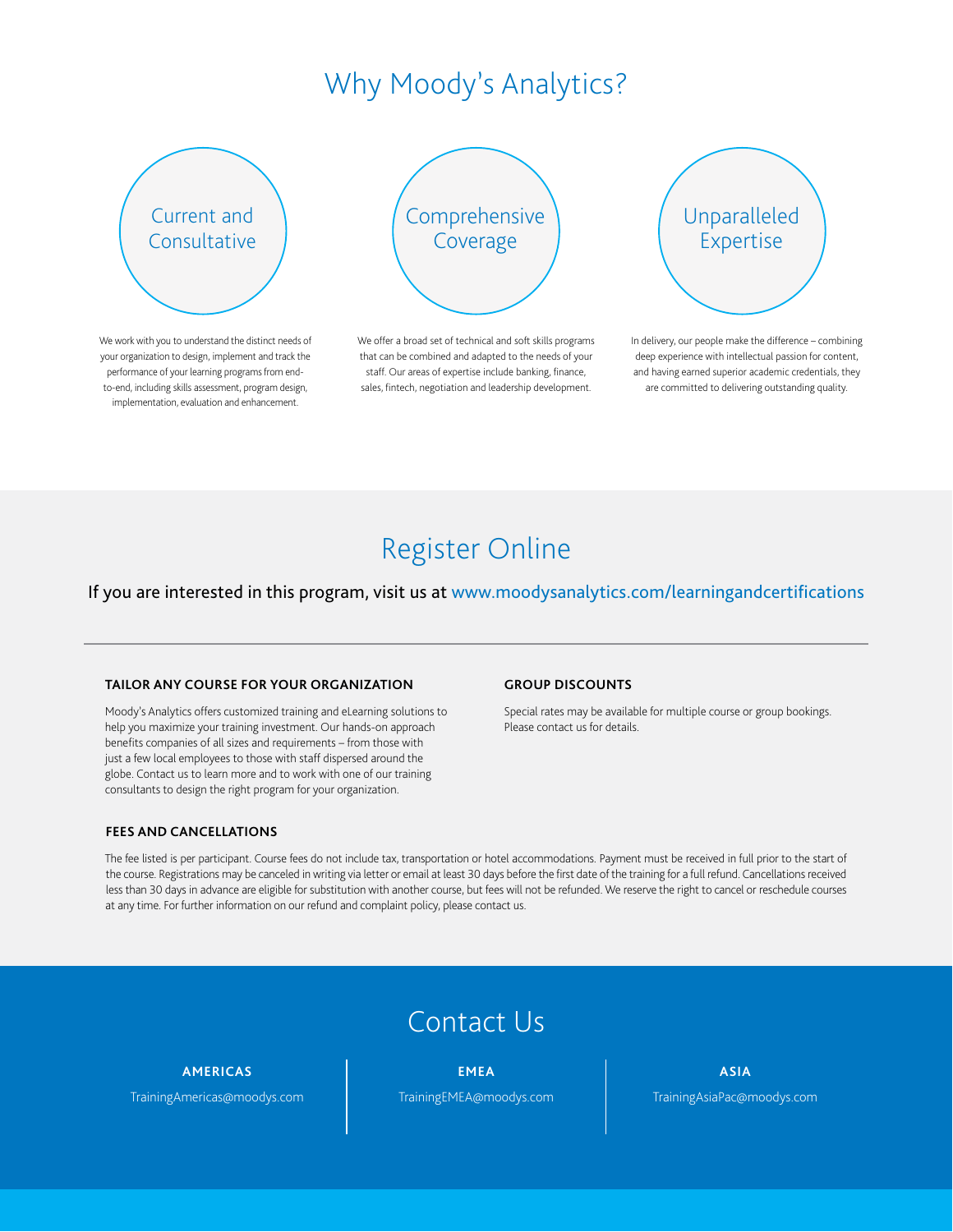# Why Moody's Analytics?

### Current and Consultative

We work with you to understand the distinct needs of your organization to design, implement and track the performance of your learning programs from end-to-end, including skills assessment, program design, implementation, evaluation and enhancement.

### Comprehensive Coverage

We offer a broad set of technical and soft skills programs that can be combined and adapted to the needs of your staff. Our areas of expertise include banking, finance, sales, fintech, negotiation and leadership development.

### Unparalleled Expertise

In delivery, our people make the difference – combining deep experience with intellectual passion for content, and having earned superior academic credentials, they are committed to delivering outstanding quality.

# Register Online

If you are interested in this program, visit us at www.moodysanalytics.com/learningandcertifications

---

**TAILOR ANY COURSE FOR YOUR ORGANIZATION**

Moody's Analytics offers customized training and eLearning solutions to help you maximize your training investment. Our hands-on approach benefits companies of all sizes and requirements – from those with just a few local employees to those with staff dispersed around the globe. Contact us to learn more and to work with one of our training consultants to design the right program for your organization.

**GROUP DISCOUNTS**

Special rates may be available for multiple course or group bookings. Please contact us for details.

**FEES AND CANCELLATIONS**

The fee listed is per participant. Course fees do not include tax, transportation or hotel accommodations. Payment must be received in full prior to the start of the course. Registrations may be canceled in writing via letter or email at least 30 days before the first date of the training for a full refund. Cancellations received less than 30 days in advance are eligible for substitution with another course, but fees will not be refunded. We reserve the right to cancel or reschedule courses at any time. For further information on our refund and complaint policy, please contact us.

# Contact Us

**AMERICAS**
TrainingAmericas@moodys.com

**EMEA**
TrainingEMEA@moodys.com

**ASIA**
TrainingAsiaPac@moodys.com